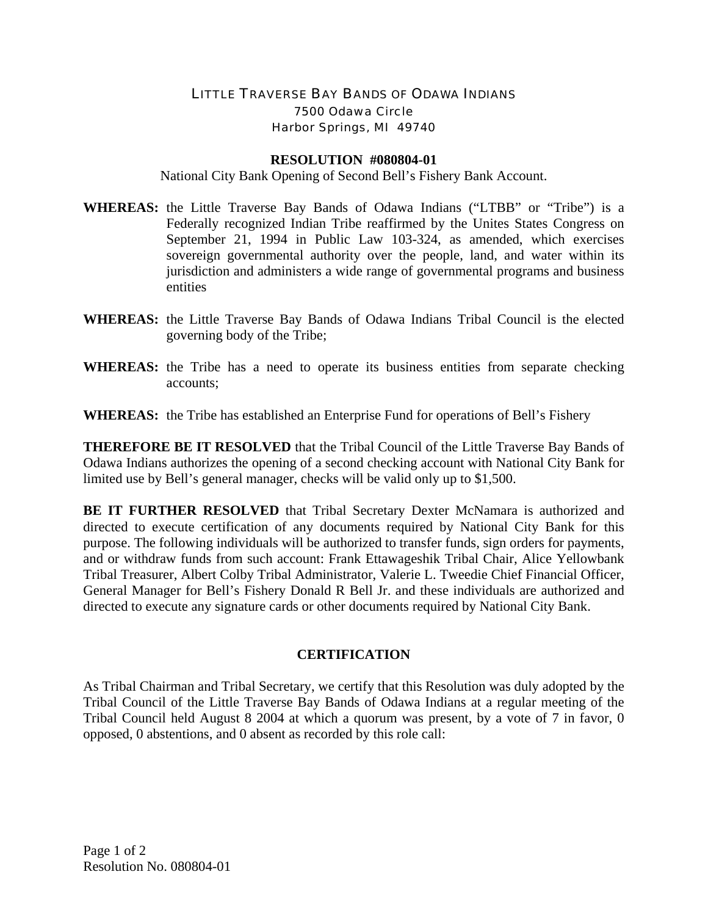LITTLE TRAVERSE BAY BANDS OF ODAWA INDIANS
7500 Odawa Circle
Harbor Springs, MI 49740

**RESOLUTION #080804-01**

National City Bank Opening of Second Bell's Fishery Bank Account.

**WHEREAS:** the Little Traverse Bay Bands of Odawa Indians ("LTBB" or "Tribe") is a Federally recognized Indian Tribe reaffirmed by the Unites States Congress on September 21, 1994 in Public Law 103-324, as amended, which exercises sovereign governmental authority over the people, land, and water within its jurisdiction and administers a wide range of governmental programs and business entities

**WHEREAS:** the Little Traverse Bay Bands of Odawa Indians Tribal Council is the elected governing body of the Tribe;

**WHEREAS:** the Tribe has a need to operate its business entities from separate checking accounts;

**WHEREAS:** the Tribe has established an Enterprise Fund for operations of Bell's Fishery

**THEREFORE BE IT RESOLVED** that the Tribal Council of the Little Traverse Bay Bands of Odawa Indians authorizes the opening of a second checking account with National City Bank for limited use by Bell's general manager, checks will be valid only up to $1,500.

**BE IT FURTHER RESOLVED** that Tribal Secretary Dexter McNamara is authorized and directed to execute certification of any documents required by National City Bank for this purpose. The following individuals will be authorized to transfer funds, sign orders for payments, and or withdraw funds from such account: Frank Ettawageshik Tribal Chair, Alice Yellowbank Tribal Treasurer, Albert Colby Tribal Administrator, Valerie L. Tweedie Chief Financial Officer, General Manager for Bell's Fishery Donald R Bell Jr. and these individuals are authorized and directed to execute any signature cards or other documents required by National City Bank.

**CERTIFICATION**

As Tribal Chairman and Tribal Secretary, we certify that this Resolution was duly adopted by the Tribal Council of the Little Traverse Bay Bands of Odawa Indians at a regular meeting of the Tribal Council held August 8 2004 at which a quorum was present, by a vote of 7 in favor, 0 opposed, 0 abstentions, and 0 absent as recorded by this role call: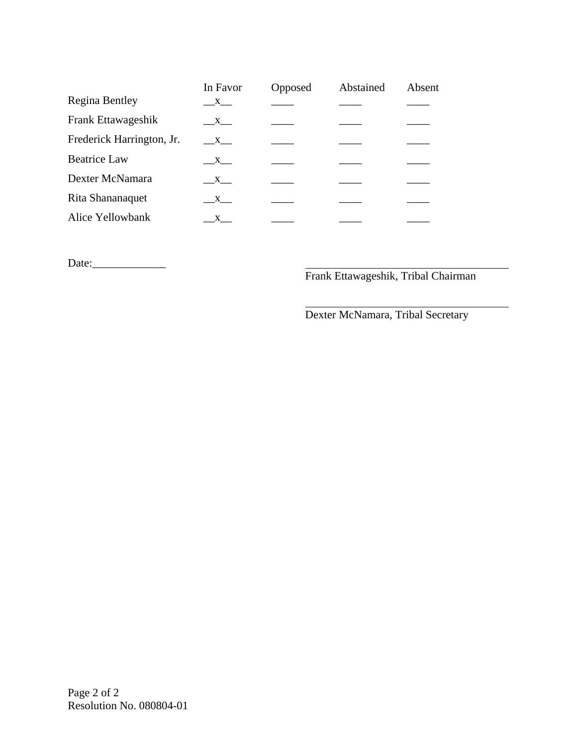| | In Favor | Opposed | Abstained | Absent |
|---|---|---|---|---|
| Regina Bentley | x | | | |
| Frank Ettawageshik | x | | | |
| Frederick Harrington, Jr. | x | | | |
| Beatrice Law | x | | | |
| Dexter McNamara | x | | | |
| Rita Shananaquet | x | | | |
| Alice Yellowbank | x | | | |

Date:_____________

_____________________________________
Frank Ettawageshik, Tribal Chairman

_____________________________________
Dexter McNamara, Tribal Secretary

Resolution No. 080804-01